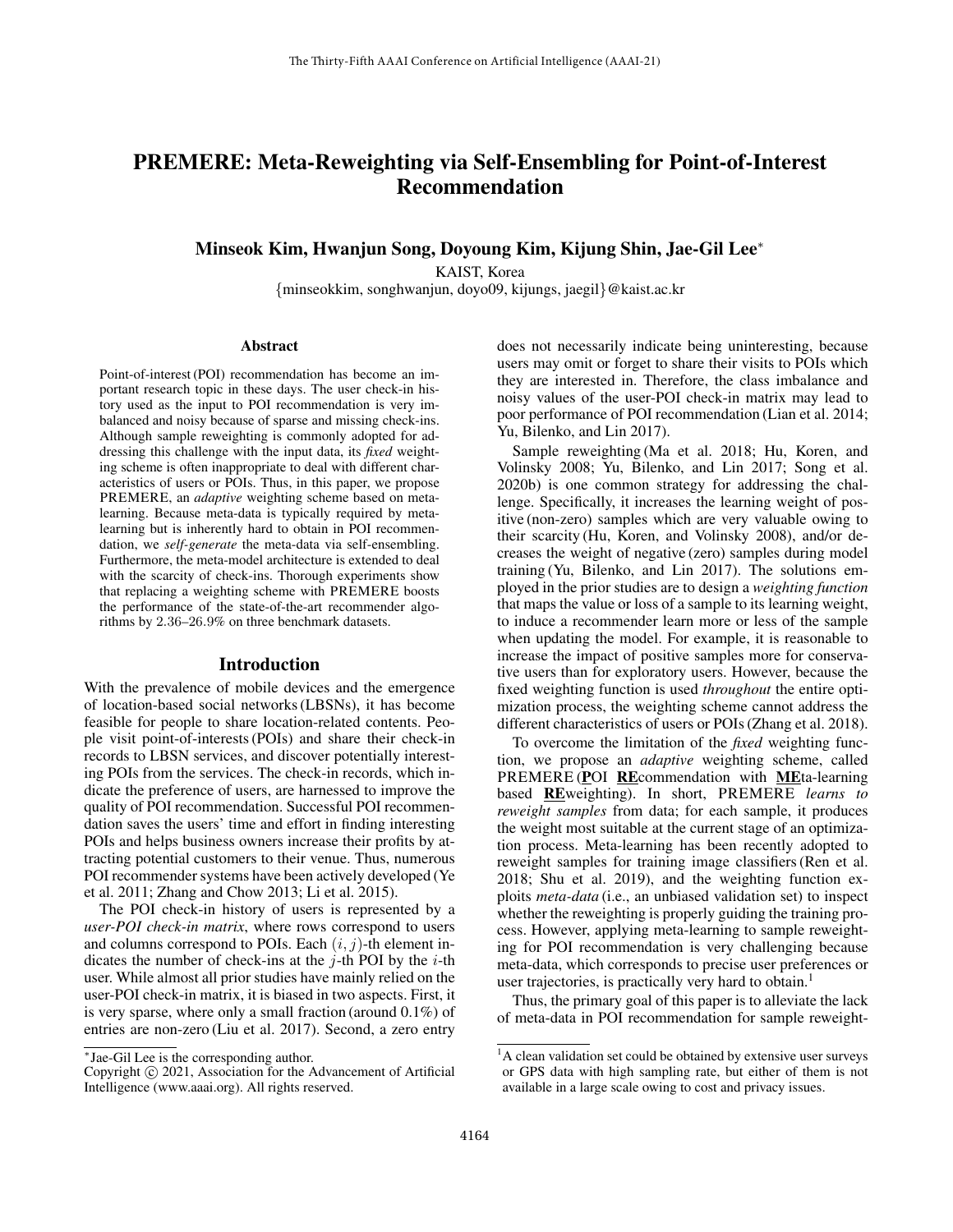# PREMERE: Meta-Reweighting via Self-Ensembling for Point-of-Interest Recommendation

**Minseok Kim, Hwanjun Song, Doyoung Kim, Kijung Shin, Jae-Gil Lee***

KAIST, Korea

{minseokkim, songhwanjun, doyo09, kijungs, jaegil}@kaist.ac.kr

## Abstract

Point-of-interest (POI) recommendation has become an important research topic in these days. The user check-in history used as the input to POI recommendation is very imbalanced and noisy because of sparse and missing check-ins. Although sample reweighting is commonly adopted for addressing this challenge with the input data, its *fixed* weighting scheme is often inappropriate to deal with different characteristics of users or POIs. Thus, in this paper, we propose PREMERE, an *adaptive* weighting scheme based on meta-learning. Because meta-data is typically required by meta-learning but is inherently hard to obtain in POI recommendation, we *self-generate* the meta-data via self-ensembling. Furthermore, the meta-model architecture is extended to deal with the scarcity of check-ins. Thorough experiments show that replacing a weighting scheme with PREMERE boosts the performance of the state-of-the-art recommender algorithms by 2.36–26.9% on three benchmark datasets.

## Introduction

With the prevalence of mobile devices and the emergence of location-based social networks (LBSNs), it has become feasible for people to share location-related contents. People visit point-of-interests (POIs) and share their check-in records to LBSN services, and discover potentially interesting POIs from the services. The check-in records, which indicate the preference of users, are harnessed to improve the quality of POI recommendation. Successful POI recommendation saves the users' time and effort in finding interesting POIs and helps business owners increase their profits by attracting potential customers to their venue. Thus, numerous POI recommender systems have been actively developed (Ye et al. 2011; Zhang and Chow 2013; Li et al. 2015).

The POI check-in history of users is represented by a *user-POI check-in matrix*, where rows correspond to users and columns correspond to POIs. Each $(i, j)$-th element indicates the number of check-ins at the $j$-th POI by the $i$-th user. While almost all prior studies have mainly relied on the user-POI check-in matrix, it is biased in two aspects. First, it is very sparse, where only a small fraction (around 0.1%) of entries are non-zero (Liu et al. 2017). Second, a zero entry does not necessarily indicate being uninteresting, because users may omit or forget to share their visits to POIs which they are interested in. Therefore, the class imbalance and noisy values of the user-POI check-in matrix may lead to poor performance of POI recommendation (Lian et al. 2014; Yu, Bilenko, and Lin 2017).

Sample reweighting (Ma et al. 2018; Hu, Koren, and Volinsky 2008; Yu, Bilenko, and Lin 2017; Song et al. 2020b) is one common strategy for addressing the challenge. Specifically, it increases the learning weight of positive (non-zero) samples which are very valuable owing to their scarcity (Hu, Koren, and Volinsky 2008), and/or decreases the weight of negative (zero) samples during model training (Yu, Bilenko, and Lin 2017). The solutions employed in the prior studies are to design a *weighting function* that maps the value or loss of a sample to its learning weight, to induce a recommender learn more or less of the sample when updating the model. For example, it is reasonable to increase the impact of positive samples more for conservative users than for exploratory users. However, because the fixed weighting function is used *throughout* the entire optimization process, the weighting scheme cannot address the different characteristics of users or POIs (Zhang et al. 2018).

To overcome the limitation of the *fixed* weighting function, we propose an *adaptive* weighting scheme, called PREMERE (**P**OI **RE**commendation with **ME**ta-learning based **RE**weighting). In short, PREMERE *learns to reweight samples* from data; for each sample, it produces the weight most suitable at the current stage of an optimization process. Meta-learning has been recently adopted to reweight samples for training image classifiers (Ren et al. 2018; Shu et al. 2019), and the weighting function exploits *meta-data* (i.e., an unbiased validation set) to inspect whether the reweighting is properly guiding the training process. However, applying meta-learning to sample reweighting for POI recommendation is very challenging because meta-data, which corresponds to precise user preferences or user trajectories, is practically very hard to obtain.[1]

Thus, the primary goal of this paper is to alleviate the lack of meta-data in POI recommendation for sample reweight-

*Jae-Gil Lee is the corresponding author.

Copyright © 2021, Association for the Advancement of Artificial Intelligence (www.aaai.org). All rights reserved.

[1] A clean validation set could be obtained by extensive user surveys or GPS data with high sampling rate, but either of them is not available in a large scale owing to cost and privacy issues.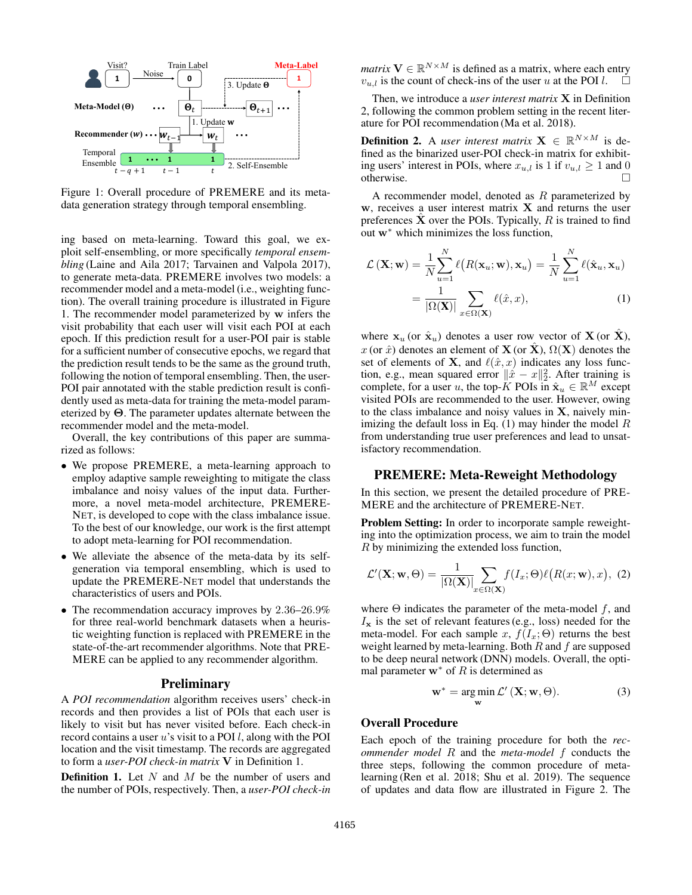Figure 1: Overall procedure of PREMERE and its meta-data generation strategy through temporal ensembling.

ing based on meta-learning. Toward this goal, we exploit self-ensembling, or more specifically *temporal ensembling* (Laine and Aila 2017; Tarvainen and Valpola 2017), to generate meta-data. PREMERE involves two models: a recommender model and a meta-model (i.e., weighting function). The overall training procedure is illustrated in Figure 1. The recommender model parameterized by $\mathbf{w}$ infers the visit probability that each user will visit each POI at each epoch. If this prediction result for a user-POI pair is stable for a sufficient number of consecutive epochs, we regard that the prediction result tends to be the same as the ground truth, following the notion of temporal ensembling. Then, the user-POI pair annotated with the stable prediction result is confidently used as meta-data for training the meta-model parameterized by $\mathbf{\Theta}$. The parameter updates alternate between the recommender model and the meta-model.

Overall, the key contributions of this paper are summarized as follows:

- We propose PREMERE, a meta-learning approach to employ adaptive sample reweighting to mitigate the class imbalance and noisy values of the input data. Furthermore, a novel meta-model architecture, PREMERE-NET, is developed to cope with the class imbalance issue. To the best of our knowledge, our work is the first attempt to adopt meta-learning for POI recommendation.
- We alleviate the absence of the meta-data by its self-generation via temporal ensembling, which is used to update the PREMERE-NET model that understands the characteristics of users and POIs.
- The recommendation accuracy improves by 2.36–26.9% for three real-world benchmark datasets when a heuristic weighting function is replaced with PREMERE in the state-of-the-art recommender algorithms. Note that PREMERE can be applied to any recommender algorithm.

## Preliminary

A *POI recommendation* algorithm receives users' check-in records and then provides a list of POIs that each user is likely to visit but has never visited before. Each check-in record contains a user $u$'s visit to a POI $l$, along with the POI location and the visit timestamp. The records are aggregated to form a *user-POI check-in matrix* $\mathbf{V}$ in Definition 1.

**Definition 1.** Let $N$ and $M$ be the number of users and the number of POIs, respectively. Then, a *user-POI check-in matrix* $\mathbf{V} \in \mathbb{R}^{N \times M}$ is defined as a matrix, where each entry $v_{u,l}$ is the count of check-ins of the user $u$ at the POI $l$. □

Then, we introduce a *user interest matrix* $\mathbf{X}$ in Definition 2, following the common problem setting in the recent literature for POI recommendation (Ma et al. 2018).

**Definition 2.** A *user interest matrix* $\mathbf{X} \in \mathbb{R}^{N \times M}$ is defined as the binarized user-POI check-in matrix for exhibiting users' interest in POIs, where $x_{u,l}$ is 1 if $v_{u,l} \geq 1$ and 0 otherwise. □

A recommender model, denoted as $R$ parameterized by $\mathbf{w}$, receives a user interest matrix $\mathbf{X}$ and returns the user preferences $\hat{\mathbf{X}}$ over the POIs. Typically, $R$ is trained to find out $\mathbf{w}^*$ which minimizes the loss function,

$$\mathcal{L}\left(\mathbf{X};\mathbf{w}\right) = \frac{1}{N}\sum_{u=1}^{N} \ell\big(R(\mathbf{x}_u;\mathbf{w}),\mathbf{x}_u\big) = \frac{1}{N}\sum_{u=1}^{N} \ell(\hat{\mathbf{x}}_u,\mathbf{x}_u) = \frac{1}{|\Omega(\mathbf{X})|}\sum_{x\in\Omega(\mathbf{X})} \ell(\hat{x},x), \tag{1}$$

where $\mathbf{x}_u$ (or $\hat{\mathbf{x}}_u$) denotes a user row vector of $\mathbf{X}$ (or $\hat{\mathbf{X}}$), $x$ (or $\hat{x}$) denotes an element of $\mathbf{X}$ (or $\hat{\mathbf{X}}$), $\Omega(\mathbf{X})$ denotes the set of elements of $\mathbf{X}$, and $\ell(\hat{x},x)$ indicates any loss function, e.g., mean squared error $\|\hat{x}-x\|_2^2$. After training is complete, for a user $u$, the top-$K$ POIs in $\hat{\mathbf{x}}_u \in \mathbb{R}^M$ except visited POIs are recommended to the user. However, owing to the class imbalance and noisy values in $\mathbf{X}$, naively minimizing the default loss in Eq. (1) may hinder the model $R$ from understanding true user preferences and lead to unsatisfactory recommendation.

## PREMERE: Meta-Reweight Methodology

In this section, we present the detailed procedure of PREMERE and the architecture of PREMERE-NET.

**Problem Setting:** In order to incorporate sample reweighting into the optimization process, we aim to train the model $R$ by minimizing the extended loss function,

$$\mathcal{L}'(\mathbf{X};\mathbf{w},\Theta) = \frac{1}{|\Omega(\mathbf{X})|}\sum_{x\in\Omega(\mathbf{X})} f(I_x;\Theta)\ell\big(R(x;\mathbf{w}),x\big), \tag{2}$$

where $\Theta$ indicates the parameter of the meta-model $f$, and $I_{\mathbf{x}}$ is the set of relevant features (e.g., loss) needed for the meta-model. For each sample $x$, $f(I_x;\Theta)$ returns the best weight learned by meta-learning. Both $R$ and $f$ are supposed to be deep neural network (DNN) models. Overall, the optimal parameter $\mathbf{w}^*$ of $R$ is determined as

$$\mathbf{w}^* = \arg\min_{\mathbf{w}} \mathcal{L}'\left(\mathbf{X};\mathbf{w},\Theta\right). \tag{3}$$

### Overall Procedure

Each epoch of the training procedure for both the *recommender model* $R$ and the *meta-model* $f$ conducts the three steps, following the common procedure of meta-learning (Ren et al. 2018; Shu et al. 2019). The sequence of updates and data flow are illustrated in Figure 2. The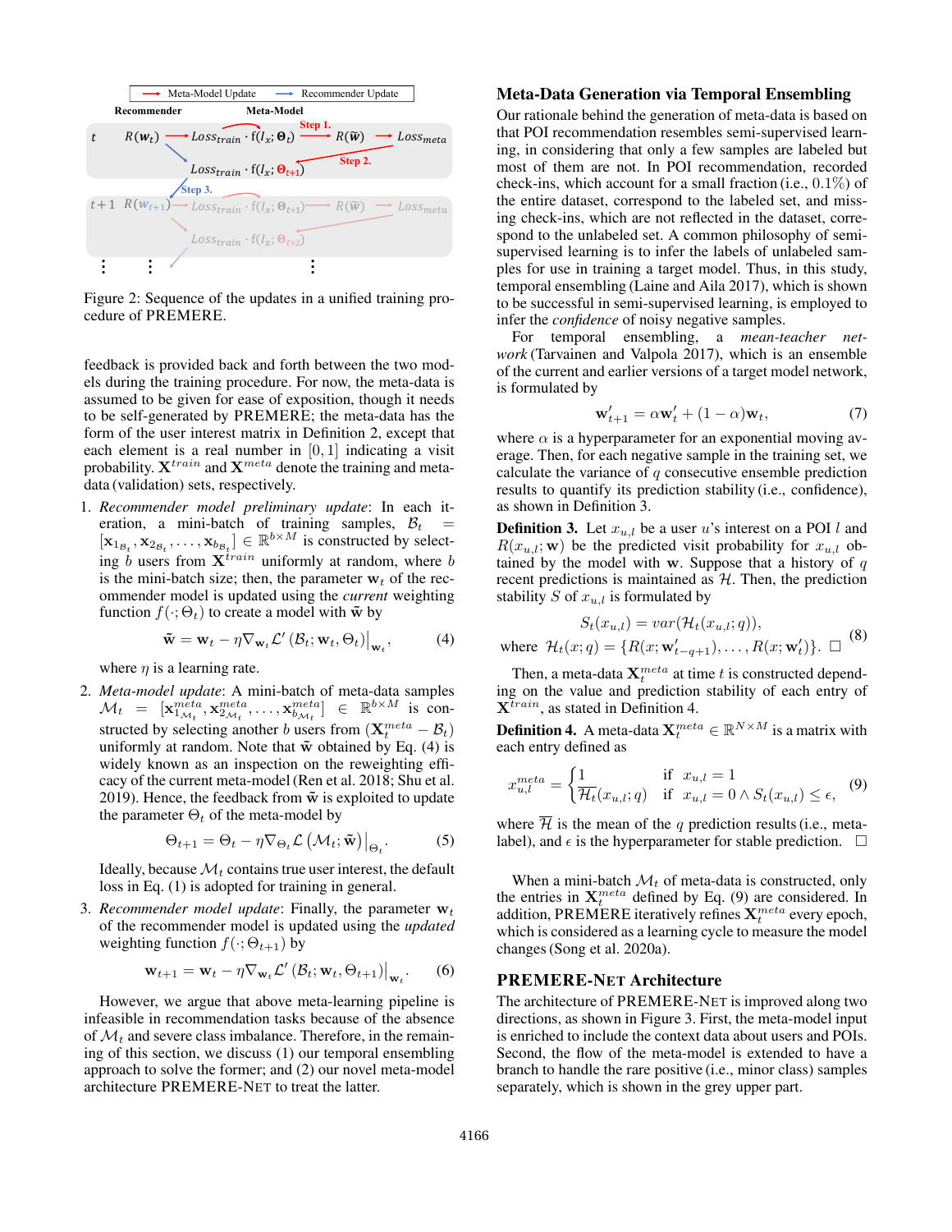Figure 2: Sequence of the updates in a unified training procedure of PREMERE.

feedback is provided back and forth between the two models during the training procedure. For now, the meta-data is assumed to be given for ease of exposition, though it needs to be self-generated by PREMERE; the meta-data has the form of the user interest matrix in Definition 2, except that each element is a real number in $[0, 1]$ indicating a visit probability. $\mathbf{X}^{train}$ and $\mathbf{X}^{meta}$ denote the training and meta-data (validation) sets, respectively.

1. *Recommender model preliminary update*: In each iteration, a mini-batch of training samples, $\mathcal{B}_t = [\mathbf{x}_{1_{\mathcal{B}_t}}, \mathbf{x}_{2_{\mathcal{B}_t}}, \ldots, \mathbf{x}_{b_{\mathcal{B}_t}}] \in \mathbb{R}^{b \times M}$ is constructed by selecting $b$ users from $\mathbf{X}^{train}$ uniformly at random, where $b$ is the mini-batch size; then, the parameter $\mathbf{w}_t$ of the recommender model is updated using the *current* weighting function $f(\cdot; \Theta_t)$ to create a model with $\tilde{\mathbf{w}}$ by
$$\tilde{\mathbf{w}} = \mathbf{w}_t - \eta \nabla_{\mathbf{w}_t} \mathcal{L}'(\mathcal{B}_t; \mathbf{w}_t, \Theta_t)\big|_{\mathbf{w}_t}, \tag{4}$$
where $\eta$ is a learning rate.

2. *Meta-model update*: A mini-batch of meta-data samples $\mathcal{M}_t = [\mathbf{x}^{meta}_{1_{\mathcal{M}_t}}, \mathbf{x}^{meta}_{2_{\mathcal{M}_t}}, \ldots, \mathbf{x}^{meta}_{b_{\mathcal{M}_t}}] \in \mathbb{R}^{b \times M}$ is constructed by selecting another $b$ users from $(\mathbf{X}^{meta}_t - \mathcal{B}_t)$ uniformly at random. Note that $\tilde{\mathbf{w}}$ obtained by Eq. (4) is widely known as an inspection on the reweighting efficacy of the current meta-model (Ren et al. 2018; Shu et al. 2019). Hence, the feedback from $\tilde{\mathbf{w}}$ is exploited to update the parameter $\Theta_t$ of the meta-model by
$$\Theta_{t+1} = \Theta_t - \eta \nabla_{\Theta_t} \mathcal{L}\left(\mathcal{M}_t; \tilde{\mathbf{w}}\right)\big|_{\Theta_t}. \tag{5}$$
Ideally, because $\mathcal{M}_t$ contains true user interest, the default loss in Eq. (1) is adopted for training in general.

3. *Recommender model update*: Finally, the parameter $\mathbf{w}_t$ of the recommender model is updated using the *updated* weighting function $f(\cdot; \Theta_{t+1})$ by
$$\mathbf{w}_{t+1} = \mathbf{w}_t - \eta \nabla_{\mathbf{w}_t} \mathcal{L}'(\mathcal{B}_t; \mathbf{w}_t, \Theta_{t+1})\big|_{\mathbf{w}_t}. \tag{6}$$

However, we argue that above meta-learning pipeline is infeasible in recommendation tasks because of the absence of $\mathcal{M}_t$ and severe class imbalance. Therefore, in the remaining of this section, we discuss (1) our temporal ensembling approach to solve the former; and (2) our novel meta-model architecture PREMERE-NET to treat the latter.

## Meta-Data Generation via Temporal Ensembling

Our rationale behind the generation of meta-data is based on that POI recommendation resembles semi-supervised learning, in considering that only a few samples are labeled but most of them are not. In POI recommendation, recorded check-ins, which account for a small fraction (i.e., $0.1\%$) of the entire dataset, correspond to the labeled set, and missing check-ins, which are not reflected in the dataset, correspond to the unlabeled set. A common philosophy of semi-supervised learning is to infer the labels of unlabeled samples for use in training a target model. Thus, in this study, temporal ensembling (Laine and Aila 2017), which is shown to be successful in semi-supervised learning, is employed to infer the *confidence* of noisy negative samples.

For temporal ensembling, a *mean-teacher network* (Tarvainen and Valpola 2017), which is an ensemble of the current and earlier versions of a target model network, is formulated by
$$\mathbf{w}'_{t+1} = \alpha \mathbf{w}'_t + (1 - \alpha)\mathbf{w}_t, \tag{7}$$
where $\alpha$ is a hyperparameter for an exponential moving average. Then, for each negative sample in the training set, we calculate the variance of $q$ consecutive ensemble prediction results to quantify its prediction stability (i.e., confidence), as shown in Definition 3.

**Definition 3.** Let $x_{u,l}$ be a user $u$'s interest on a POI $l$ and $R(x_{u,l}; \mathbf{w})$ be the predicted visit probability for $x_{u,l}$ obtained by the model with $\mathbf{w}$. Suppose that a history of $q$ recent predictions is maintained as $\mathcal{H}$. Then, the prediction stability $S$ of $x_{u,l}$ is formulated by
$$S_t(x_{u,l}) = var(\mathcal{H}_t(x_{u,l}; q)),$$
$$\text{where } \mathcal{H}_t(x; q) = \{R(x; \mathbf{w}'_{t-q+1}), \ldots, R(x; \mathbf{w}'_t)\}. \;\square \tag{8}$$

Then, a meta-data $\mathbf{X}^{meta}_t$ at time $t$ is constructed depending on the value and prediction stability of each entry of $\mathbf{X}^{train}$, as stated in Definition 4.

**Definition 4.** A meta-data $\mathbf{X}^{meta}_t \in \mathbb{R}^{N \times M}$ is a matrix with each entry defined as
$$x^{meta}_{u,l} = \begin{cases} 1 & \text{if } \; x_{u,l} = 1 \\ \overline{\mathcal{H}}_t(x_{u,l}; q) & \text{if } \; x_{u,l} = 0 \wedge S_t(x_{u,l}) \le \epsilon, \end{cases} \tag{9}$$
where $\overline{\mathcal{H}}$ is the mean of the $q$ prediction results (i.e., meta-label), and $\epsilon$ is the hyperparameter for stable prediction. $\square$

When a mini-batch $\mathcal{M}_t$ of meta-data is constructed, only the entries in $\mathbf{X}^{meta}_t$ defined by Eq. (9) are considered. In addition, PREMERE iteratively refines $\mathbf{X}^{meta}_t$ every epoch, which is considered as a learning cycle to measure the model changes (Song et al. 2020a).

## PREMERE-NET Architecture

The architecture of PREMERE-NET is improved along two directions, as shown in Figure 3. First, the meta-model input is enriched to include the context data about users and POIs. Second, the flow of the meta-model is extended to have a branch to handle the rare positive (i.e., minor class) samples separately, which is shown in the grey upper part.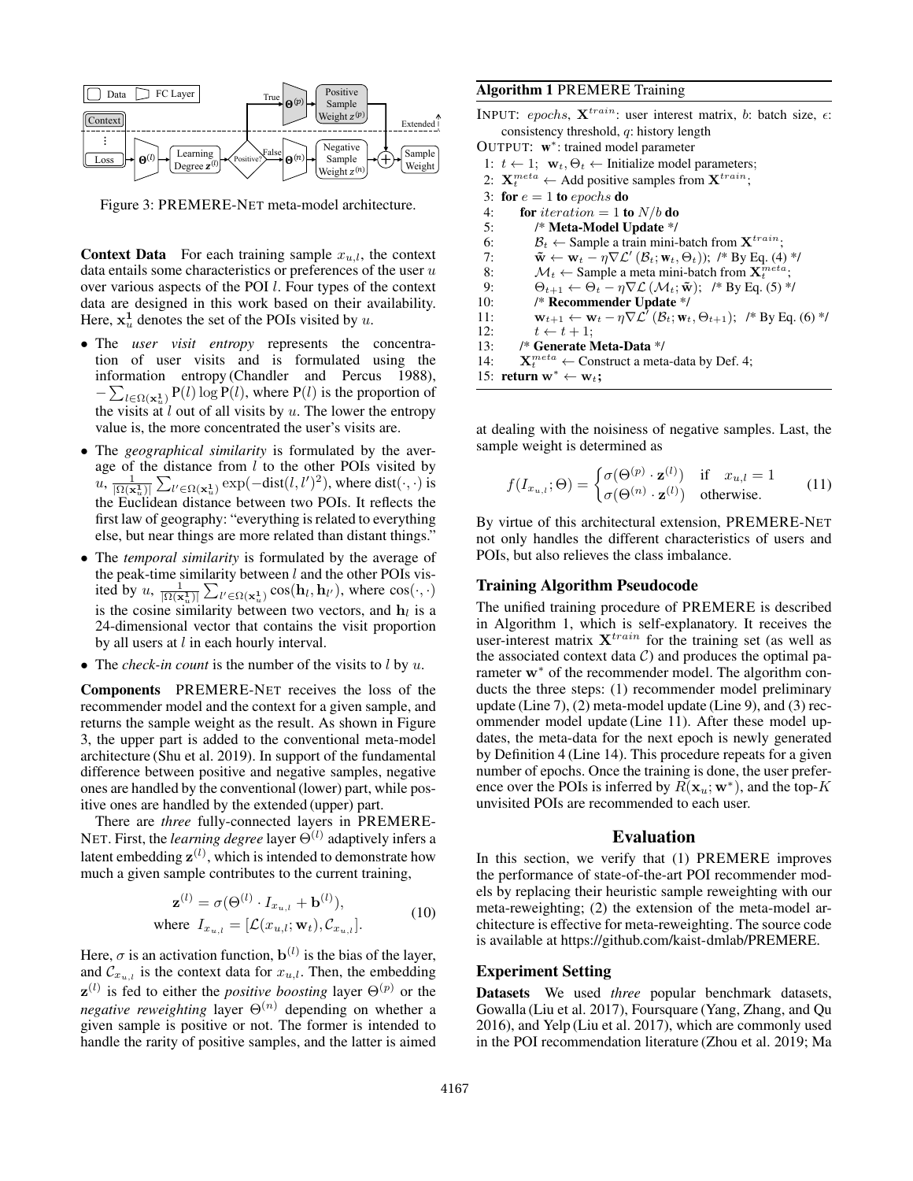Figure 3: PREMERE-NET meta-model architecture.

**Context Data** For each training sample $x_{u,l}$, the context data entails some characteristics or preferences of the user $u$ over various aspects of the POI $l$. Four types of the context data are designed in this work based on their availability. Here, $\mathbf{x}_u^{\mathbf{1}}$ denotes the set of the POIs visited by $u$.

- The *user visit entropy* represents the concentration of user visits and is formulated using the information entropy (Chandler and Percus 1988), $-\sum_{l\in\Omega(\mathbf{x}_u^{\mathbf{1}})} \mathrm{P}(l)\log\mathrm{P}(l)$, where $\mathrm{P}(l)$ is the proportion of the visits at $l$ out of all visits by $u$. The lower the entropy value is, the more concentrated the user's visits are.
- The *geographical similarity* is formulated by the average of the distance from $l$ to the other POIs visited by $u$, $\frac{1}{|\Omega(\mathbf{x}_u^{\mathbf{1}})|}\sum_{l'\in\Omega(\mathbf{x}_u^{\mathbf{1}})}\exp(-\mathrm{dist}(l,l')^2)$, where $\mathrm{dist}(\cdot,\cdot)$ is the Euclidean distance between two POIs. It reflects the first law of geography: "everything is related to everything else, but near things are more related than distant things."
- The *temporal similarity* is formulated by the average of the peak-time similarity between $l$ and the other POIs visited by $u$, $\frac{1}{|\Omega(\mathbf{x}_u^{\mathbf{1}})|}\sum_{l'\in\Omega(\mathbf{x}_u^{\mathbf{1}})}\cos(\mathbf{h}_l,\mathbf{h}_{l'})$, where $\cos(\cdot,\cdot)$ is the cosine similarity between two vectors, and $\mathbf{h}_l$ is a 24-dimensional vector that contains the visit proportion by all users at $l$ in each hourly interval.
- The *check-in count* is the number of the visits to $l$ by $u$.

**Components** PREMERE-NET receives the loss of the recommender model and the context for a given sample, and returns the sample weight as the result. As shown in Figure 3, the upper part is added to the conventional meta-model architecture (Shu et al. 2019). In support of the fundamental difference between positive and negative samples, negative ones are handled by the conventional (lower) part, while positive ones are handled by the extended (upper) part.

There are *three* fully-connected layers in PREMERE-NET. First, the *learning degree* layer $\Theta^{(l)}$ adaptively infers a latent embedding $\mathbf{z}^{(l)}$, which is intended to demonstrate how much a given sample contributes to the current training,

$$
\begin{aligned}
\mathbf{z}^{(l)} &= \sigma(\Theta^{(l)}\cdot I_{x_{u,l}} + \mathbf{b}^{(l)}),\\
\text{where } I_{x_{u,l}} &= [\mathcal{L}(x_{u,l};\mathbf{w}_t), \mathcal{C}_{x_{u,l}}].
\end{aligned}
\tag{10}
$$

Here, $\sigma$ is an activation function, $\mathbf{b}^{(l)}$ is the bias of the layer, and $\mathcal{C}_{x_{u,l}}$ is the context data for $x_{u,l}$. Then, the embedding $\mathbf{z}^{(l)}$ is fed to either the *positive boosting* layer $\Theta^{(p)}$ or the *negative reweighting* layer $\Theta^{(n)}$ depending on whether a given sample is positive or not. The former is intended to handle the rarity of positive samples, and the latter is aimed at dealing with the noisiness of negative samples. Last, the sample weight is determined as

$$
f(I_{x_{u,l}};\Theta) = \begin{cases} \sigma(\Theta^{(p)}\cdot\mathbf{z}^{(l)}) & \text{if} \quad x_{u,l}=1 \\ \sigma(\Theta^{(n)}\cdot\mathbf{z}^{(l)}) & \text{otherwise.} \end{cases}
\tag{11}
$$

By virtue of this architectural extension, PREMERE-NET not only handles the different characteristics of users and POIs, but also relieves the class imbalance.

**Algorithm 1** PREMERE Training

```
INPUT: epochs, X^train: user interest matrix, b: batch size, ε: consistency threshold, q: history length
OUTPUT: w*: trained model parameter
1:  t ← 1;  w_t, Θ_t ← Initialize model parameters;
2:  X_t^meta ← Add positive samples from X^train;
3:  for e = 1 to epochs do
4:      for iteration = 1 to N/b do
5:          /* Meta-Model Update */
6:          B_t ← Sample a train mini-batch from X^train;
7:          ŵ ← w_t − η∇L'(B_t; w_t, Θ_t));  /* By Eq. (4) */
8:          M_t ← Sample a meta mini-batch from X_t^meta;
9:          Θ_{t+1} ← Θ_t − η∇L(M_t; ŵ);  /* By Eq. (5) */
10:         /* Recommender Update */
11:         w_{t+1} ← w_t − η∇L'(B_t; w_t, Θ_{t+1});  /* By Eq. (6) */
12:         t ← t + 1;
13:     /* Generate Meta-Data */
14:     X_t^meta ← Construct a meta-data by Def. 4;
15: return w* ← w_t;
```

## Training Algorithm Pseudocode

The unified training procedure of PREMERE is described in Algorithm 1, which is self-explanatory. It receives the user-interest matrix $\mathbf{X}^{train}$ for the training set (as well as the associated context data $\mathcal{C}$) and produces the optimal parameter $\mathbf{w}^*$ of the recommender model. The algorithm conducts the three steps: (1) recommender model preliminary update (Line 7), (2) meta-model update (Line 9), and (3) recommender model update (Line 11). After these model updates, the meta-data for the next epoch is newly generated by Definition 4 (Line 14). This procedure repeats for a given number of epochs. Once the training is done, the user preference over the POIs is inferred by $R(\mathbf{x}_u;\mathbf{w}^*)$, and the top-$K$ unvisited POIs are recommended to each user.

# Evaluation

In this section, we verify that (1) PREMERE improves the performance of state-of-the-art POI recommender models by replacing their heuristic sample reweighting with our meta-reweighting; (2) the extension of the meta-model architecture is effective for meta-reweighting. The source code is available at https://github.com/kaist-dmlab/PREMERE.

## Experiment Setting

**Datasets** We used *three* popular benchmark datasets, Gowalla (Liu et al. 2017), Foursquare (Yang, Zhang, and Qu 2016), and Yelp (Liu et al. 2017), which are commonly used in the POI recommendation literature (Zhou et al. 2019; Ma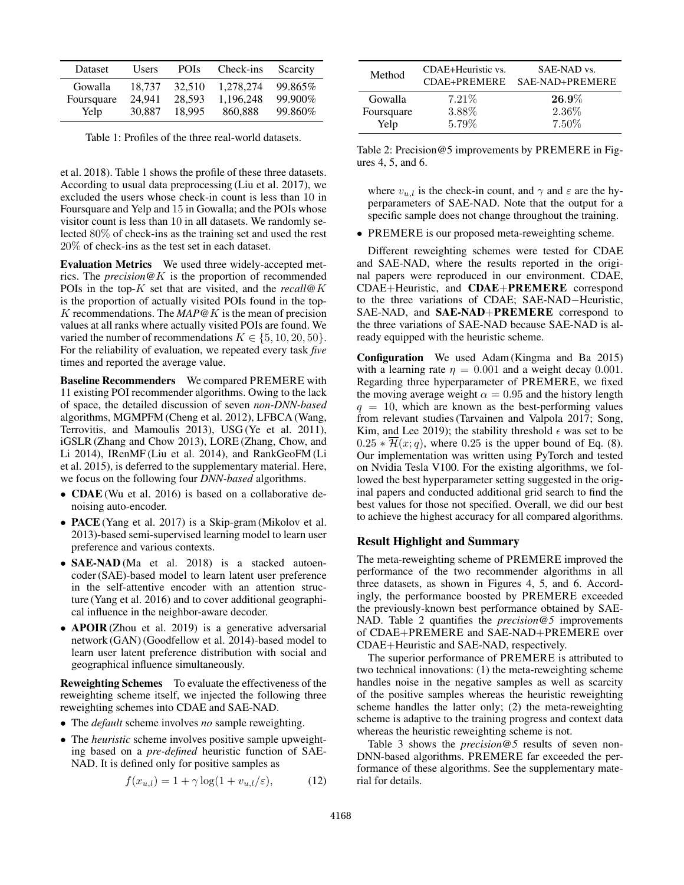| Dataset | Users | POIs | Check-ins | Scarcity |
|---|---|---|---|---|
| Gowalla | 18,737 | 32,510 | 1,278,274 | 99.865% |
| Foursquare | 24,941 | 28,593 | 1,196,248 | 99.900% |
| Yelp | 30,887 | 18,995 | 860,888 | 99.860% |

Table 1: Profiles of the three real-world datasets.

et al. 2018). Table 1 shows the profile of these three datasets. According to usual data preprocessing (Liu et al. 2017), we excluded the users whose check-in count is less than 10 in Foursquare and Yelp and 15 in Gowalla; and the POIs whose visitor count is less than 10 in all datasets. We randomly selected 80% of check-ins as the training set and used the rest 20% of check-ins as the test set in each dataset.

**Evaluation Metrics** We used three widely-accepted metrics. The *precision@$K$* is the proportion of recommended POIs in the top-$K$ set that are visited, and the *recall@$K$* is the proportion of actually visited POIs found in the top-$K$ recommendations. The *MAP@$K$* is the mean of precision values at all ranks where actually visited POIs are found. We varied the number of recommendations $K \in \{5, 10, 20, 50\}$. For the reliability of evaluation, we repeated every task *five* times and reported the average value.

**Baseline Recommenders** We compared PREMERE with 11 existing POI recommender algorithms. Owing to the lack of space, the detailed discussion of seven *non-DNN-based* algorithms, MGMPFM (Cheng et al. 2012), LFBCA (Wang, Terrovitis, and Mamoulis 2013), USG (Ye et al. 2011), iGSLR (Zhang and Chow 2013), LORE (Zhang, Chow, and Li 2014), IRenMF (Liu et al. 2014), and RankGeoFM (Li et al. 2015), is deferred to the supplementary material. Here, we focus on the following four *DNN-based* algorithms.

- **CDAE** (Wu et al. 2016) is based on a collaborative denoising auto-encoder.
- **PACE** (Yang et al. 2017) is a Skip-gram (Mikolov et al. 2013)-based semi-supervised learning model to learn user preference and various contexts.
- **SAE-NAD** (Ma et al. 2018) is a stacked autoencoder (SAE)-based model to learn latent user preference in the self-attentive encoder with an attention structure (Yang et al. 2016) and to cover additional geographical influence in the neighbor-aware decoder.
- **APOIR** (Zhou et al. 2019) is a generative adversarial network (GAN) (Goodfellow et al. 2014)-based model to learn user latent preference distribution with social and geographical influence simultaneously.

**Reweighting Schemes** To evaluate the effectiveness of the reweighting scheme itself, we injected the following three reweighting schemes into CDAE and SAE-NAD.

- The *default* scheme involves *no* sample reweighting.
- The *heuristic* scheme involves positive sample upweighting based on a *pre-defined* heuristic function of SAE-NAD. It is defined only for positive samples as

$$f(x_{u,l}) = 1 + \gamma \log(1 + v_{u,l}/\varepsilon), \tag{12}$$

where $v_{u,l}$ is the check-in count, and $\gamma$ and $\varepsilon$ are the hyperparameters of SAE-NAD. Note that the output for a specific sample does not change throughout the training.

- PREMERE is our proposed meta-reweighting scheme.

| Method | CDAE+Heuristic vs. CDAE+PREMERE | SAE-NAD vs. SAE-NAD+PREMERE |
|---|---|---|
| Gowalla | 7.21% | **26.9%** |
| Foursquare | 3.88% | 2.36% |
| Yelp | 5.79% | 7.50% |

Table 2: Precision@5 improvements by PREMERE in Figures 4, 5, and 6.

Different reweighting schemes were tested for CDAE and SAE-NAD, where the results reported in the original papers were reproduced in our environment. CDAE, CDAE+Heuristic, and **CDAE+PREMERE** correspond to the three variations of CDAE; SAE-NAD−Heuristic, SAE-NAD, and **SAE-NAD+PREMERE** correspond to the three variations of SAE-NAD because SAE-NAD is already equipped with the heuristic scheme.

**Configuration** We used Adam (Kingma and Ba 2015) with a learning rate $\eta = 0.001$ and a weight decay 0.001. Regarding three hyperparameter of PREMERE, we fixed the moving average weight $\alpha = 0.95$ and the history length $q = 10$, which are known as the best-performing values from relevant studies (Tarvainen and Valpola 2017; Song, Kim, and Lee 2019); the stability threshold $\epsilon$ was set to be $0.25 * \overline{\mathcal{H}}(x; q)$, where 0.25 is the upper bound of Eq. (8). Our implementation was written using PyTorch and tested on Nvidia Tesla V100. For the existing algorithms, we followed the best hyperparameter setting suggested in the original papers and conducted additional grid search to find the best values for those not specified. Overall, we did our best to achieve the highest accuracy for all compared algorithms.

## Result Highlight and Summary

The meta-reweighting scheme of PREMERE improved the performance of the two recommender algorithms in all three datasets, as shown in Figures 4, 5, and 6. Accordingly, the performance boosted by PREMERE exceeded the previously-known best performance obtained by SAE-NAD. Table 2 quantifies the *precision@5* improvements of CDAE+PREMERE and SAE-NAD+PREMERE over CDAE+Heuristic and SAE-NAD, respectively.

The superior performance of PREMERE is attributed to two technical innovations: (1) the meta-reweighting scheme handles noise in the negative samples as well as scarcity of the positive samples whereas the heuristic reweighting scheme handles the latter only; (2) the meta-reweighting scheme is adaptive to the training progress and context data whereas the heuristic reweighting scheme is not.

Table 3 shows the *precision@5* results of seven non-DNN-based algorithms. PREMERE far exceeded the performance of these algorithms. See the supplementary material for details.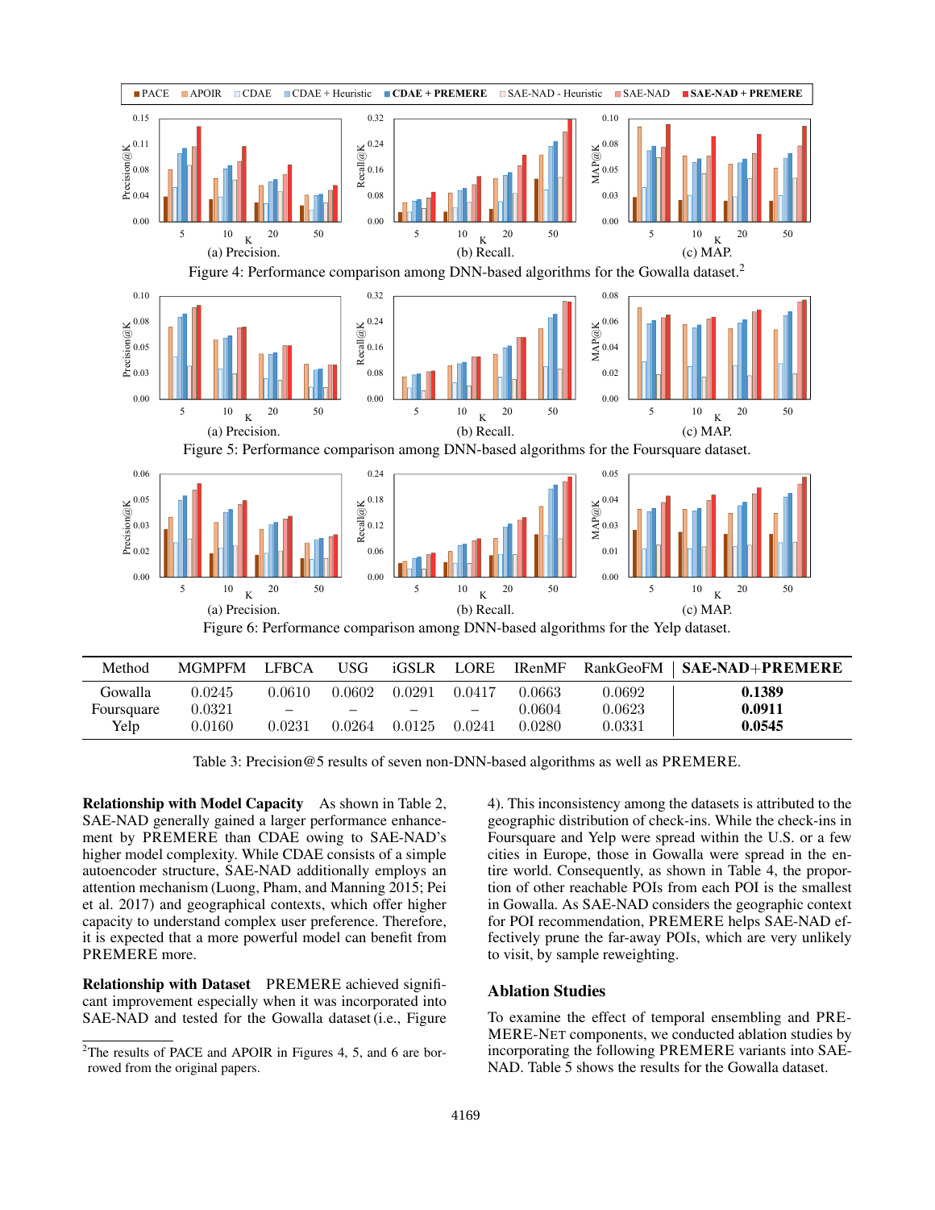Figure 4: Performance comparison among DNN-based algorithms for the Gowalla dataset.[2]

(a) Precision. (b) Recall. (c) MAP.

Figure 5: Performance comparison among DNN-based algorithms for the Foursquare dataset.

(a) Precision. (b) Recall. (c) MAP.

Figure 6: Performance comparison among DNN-based algorithms for the Yelp dataset.

| Method | MGMPFM | LFBCA | USG | iGSLR | LORE | IRenMF | RankGeoFM | **SAE-NAD+PREMERE** |
|---|---|---|---|---|---|---|---|---|
| Gowalla | 0.0245 | 0.0610 | 0.0602 | 0.0291 | 0.0417 | 0.0663 | 0.0692 | **0.1389** |
| Foursquare | 0.0321 | – | – | – | – | 0.0604 | 0.0623 | **0.0911** |
| Yelp | 0.0160 | 0.0231 | 0.0264 | 0.0125 | 0.0241 | 0.0280 | 0.0331 | **0.0545** |

Table 3: Precision@5 results of seven non-DNN-based algorithms as well as PREMERE.

**Relationship with Model Capacity** As shown in Table 2, SAE-NAD generally gained a larger performance enhancement by PREMERE than CDAE owing to SAE-NAD's higher model complexity. While CDAE consists of a simple autoencoder structure, SAE-NAD additionally employs an attention mechanism (Luong, Pham, and Manning 2015; Pei et al. 2017) and geographical contexts, which offer higher capacity to understand complex user preference. Therefore, it is expected that a more powerful model can benefit from PREMERE more.

**Relationship with Dataset** PREMERE achieved significant improvement especially when it was incorporated into SAE-NAD and tested for the Gowalla dataset (i.e., Figure 4). This inconsistency among the datasets is attributed to the geographic distribution of check-ins. While the check-ins in Foursquare and Yelp were spread within the U.S. or a few cities in Europe, those in Gowalla were spread in the entire world. Consequently, as shown in Table 4, the proportion of other reachable POIs from each POI is the smallest in Gowalla. As SAE-NAD considers the geographic context for POI recommendation, PREMERE helps SAE-NAD effectively prune the far-away POIs, which are very unlikely to visit, by sample reweighting.

## Ablation Studies

To examine the effect of temporal ensembling and PREMERE-NET components, we conducted ablation studies by incorporating the following PREMERE variants into SAE-NAD. Table 5 shows the results for the Gowalla dataset.

[2]The results of PACE and APOIR in Figures 4, 5, and 6 are borrowed from the original papers.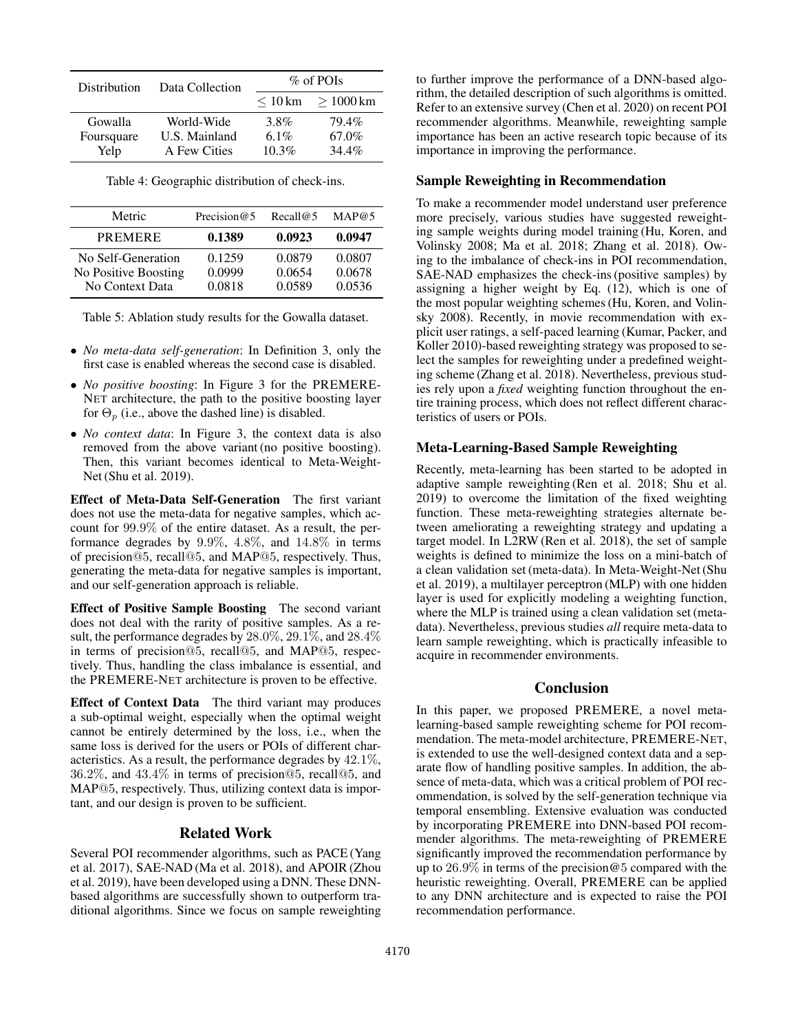| Distribution | Data Collection | % of POIs | |
|---|---|---|---|
| | | $\leq 10$ km | $\geq 1000$ km |
| Gowalla | World-Wide | 3.8% | 79.4% |
| Foursquare | U.S. Mainland | 6.1% | 67.0% |
| Yelp | A Few Cities | 10.3% | 34.4% |

Table 4: Geographic distribution of check-ins.

| Metric | Precision@5 | Recall@5 | MAP@5 |
|---|---|---|---|
| PREMERE | **0.1389** | **0.0923** | **0.0947** |
| No Self-Generation | 0.1259 | 0.0879 | 0.0807 |
| No Positive Boosting | 0.0999 | 0.0654 | 0.0678 |
| No Context Data | 0.0818 | 0.0589 | 0.0536 |

Table 5: Ablation study results for the Gowalla dataset.

- *No meta-data self-generation*: In Definition 3, only the first case is enabled whereas the second case is disabled.
- *No positive boosting*: In Figure 3 for the PREMERE-NET architecture, the path to the positive boosting layer for $\Theta_p$ (i.e., above the dashed line) is disabled.
- *No context data*: In Figure 3, the context data is also removed from the above variant (no positive boosting). Then, this variant becomes identical to Meta-Weight-Net (Shu et al. 2019).

**Effect of Meta-Data Self-Generation** The first variant does not use the meta-data for negative samples, which account for 99.9% of the entire dataset. As a result, the performance degrades by 9.9%, 4.8%, and 14.8% in terms of precision@5, recall@5, and MAP@5, respectively. Thus, generating the meta-data for negative samples is important, and our self-generation approach is reliable.

**Effect of Positive Sample Boosting** The second variant does not deal with the rarity of positive samples. As a result, the performance degrades by 28.0%, 29.1%, and 28.4% in terms of precision@5, recall@5, and MAP@5, respectively. Thus, handling the class imbalance is essential, and the PREMERE-NET architecture is proven to be effective.

**Effect of Context Data** The third variant may produces a sub-optimal weight, especially when the optimal weight cannot be entirely determined by the loss, i.e., when the same loss is derived for the users or POIs of different characteristics. As a result, the performance degrades by 42.1%, 36.2%, and 43.4% in terms of precision@5, recall@5, and MAP@5, respectively. Thus, utilizing context data is important, and our design is proven to be sufficient.

## Related Work

Several POI recommender algorithms, such as PACE (Yang et al. 2017), SAE-NAD (Ma et al. 2018), and APOIR (Zhou et al. 2019), have been developed using a DNN. These DNN-based algorithms are successfully shown to outperform traditional algorithms. Since we focus on sample reweighting to further improve the performance of a DNN-based algorithm, the detailed description of such algorithms is omitted. Refer to an extensive survey (Chen et al. 2020) on recent POI recommender algorithms. Meanwhile, reweighting sample importance has been an active research topic because of its importance in improving the performance.

### Sample Reweighting in Recommendation

To make a recommender model understand user preference more precisely, various studies have suggested reweighting sample weights during model training (Hu, Koren, and Volinsky 2008; Ma et al. 2018; Zhang et al. 2018). Owing to the imbalance of check-ins in POI recommendation, SAE-NAD emphasizes the check-ins (positive samples) by assigning a higher weight by Eq. (12), which is one of the most popular weighting schemes (Hu, Koren, and Volinsky 2008). Recently, in movie recommendation with explicit user ratings, a self-paced learning (Kumar, Packer, and Koller 2010)-based reweighting strategy was proposed to select the samples for reweighting under a predefined weighting scheme (Zhang et al. 2018). Nevertheless, previous studies rely upon a *fixed* weighting function throughout the entire training process, which does not reflect different characteristics of users or POIs.

### Meta-Learning-Based Sample Reweighting

Recently, meta-learning has been started to be adopted in adaptive sample reweighting (Ren et al. 2018; Shu et al. 2019) to overcome the limitation of the fixed weighting function. These meta-reweighting strategies alternate between ameliorating a reweighting strategy and updating a target model. In L2RW (Ren et al. 2018), the set of sample weights is defined to minimize the loss on a mini-batch of a clean validation set (meta-data). In Meta-Weight-Net (Shu et al. 2019), a multilayer perceptron (MLP) with one hidden layer is used for explicitly modeling a weighting function, where the MLP is trained using a clean validation set (meta-data). Nevertheless, previous studies *all* require meta-data to learn sample reweighting, which is practically infeasible to acquire in recommender environments.

## Conclusion

In this paper, we proposed PREMERE, a novel meta-learning-based sample reweighting scheme for POI recommendation. The meta-model architecture, PREMERE-NET, is extended to use the well-designed context data and a separate flow of handling positive samples. In addition, the absence of meta-data, which was a critical problem of POI recommendation, is solved by the self-generation technique via temporal ensembling. Extensive evaluation was conducted by incorporating PREMERE into DNN-based POI recommender algorithms. The meta-reweighting of PREMERE significantly improved the recommendation performance by up to 26.9% in terms of the precision@5 compared with the heuristic reweighting. Overall, PREMERE can be applied to any DNN architecture and is expected to raise the POI recommendation performance.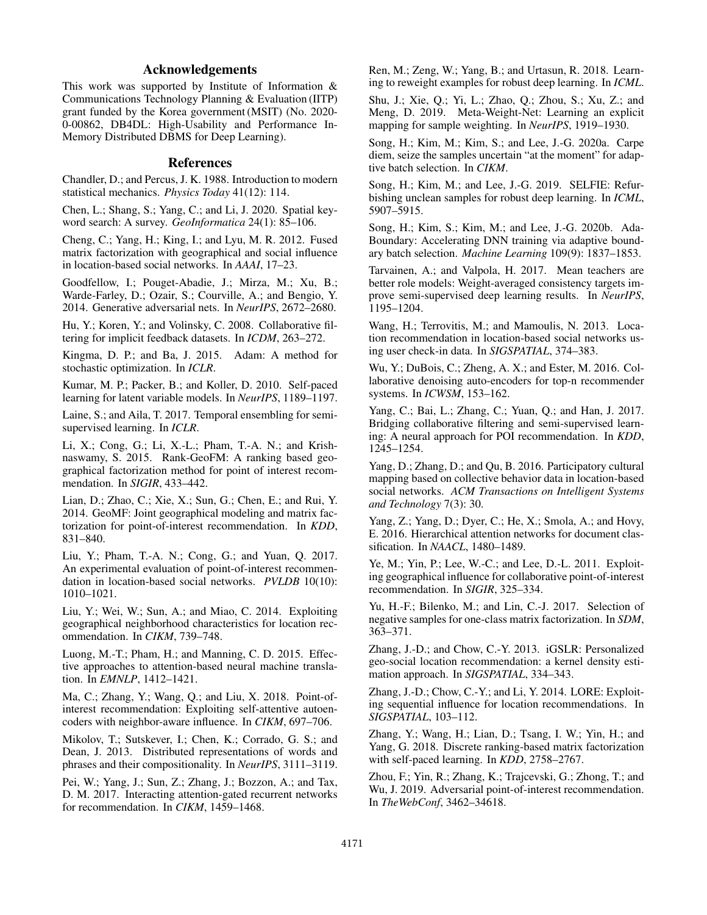## Acknowledgements

This work was supported by Institute of Information & Communications Technology Planning & Evaluation (IITP) grant funded by the Korea government (MSIT) (No. 2020-0-00862, DB4DL: High-Usability and Performance In-Memory Distributed DBMS for Deep Learning).

## References

Chandler, D.; and Percus, J. K. 1988. Introduction to modern statistical mechanics. *Physics Today* 41(12): 114.

Chen, L.; Shang, S.; Yang, C.; and Li, J. 2020. Spatial keyword search: A survey. *GeoInformatica* 24(1): 85–106.

Cheng, C.; Yang, H.; King, I.; and Lyu, M. R. 2012. Fused matrix factorization with geographical and social influence in location-based social networks. In *AAAI*, 17–23.

Goodfellow, I.; Pouget-Abadie, J.; Mirza, M.; Xu, B.; Warde-Farley, D.; Ozair, S.; Courville, A.; and Bengio, Y. 2014. Generative adversarial nets. In *NeurIPS*, 2672–2680.

Hu, Y.; Koren, Y.; and Volinsky, C. 2008. Collaborative filtering for implicit feedback datasets. In *ICDM*, 263–272.

Kingma, D. P.; and Ba, J. 2015. Adam: A method for stochastic optimization. In *ICLR*.

Kumar, M. P.; Packer, B.; and Koller, D. 2010. Self-paced learning for latent variable models. In *NeurIPS*, 1189–1197.

Laine, S.; and Aila, T. 2017. Temporal ensembling for semi-supervised learning. In *ICLR*.

Li, X.; Cong, G.; Li, X.-L.; Pham, T.-A. N.; and Krishnaswamy, S. 2015. Rank-GeoFM: A ranking based geographical factorization method for point of interest recommendation. In *SIGIR*, 433–442.

Lian, D.; Zhao, C.; Xie, X.; Sun, G.; Chen, E.; and Rui, Y. 2014. GeoMF: Joint geographical modeling and matrix factorization for point-of-interest recommendation. In *KDD*, 831–840.

Liu, Y.; Pham, T.-A. N.; Cong, G.; and Yuan, Q. 2017. An experimental evaluation of point-of-interest recommendation in location-based social networks. *PVLDB* 10(10): 1010–1021.

Liu, Y.; Wei, W.; Sun, A.; and Miao, C. 2014. Exploiting geographical neighborhood characteristics for location recommendation. In *CIKM*, 739–748.

Luong, M.-T.; Pham, H.; and Manning, C. D. 2015. Effective approaches to attention-based neural machine translation. In *EMNLP*, 1412–1421.

Ma, C.; Zhang, Y.; Wang, Q.; and Liu, X. 2018. Point-of-interest recommendation: Exploiting self-attentive autoencoders with neighbor-aware influence. In *CIKM*, 697–706.

Mikolov, T.; Sutskever, I.; Chen, K.; Corrado, G. S.; and Dean, J. 2013. Distributed representations of words and phrases and their compositionality. In *NeurIPS*, 3111–3119.

Pei, W.; Yang, J.; Sun, Z.; Zhang, J.; Bozzon, A.; and Tax, D. M. 2017. Interacting attention-gated recurrent networks for recommendation. In *CIKM*, 1459–1468.

Ren, M.; Zeng, W.; Yang, B.; and Urtasun, R. 2018. Learning to reweight examples for robust deep learning. In *ICML*.

Shu, J.; Xie, Q.; Yi, L.; Zhao, Q.; Zhou, S.; Xu, Z.; and Meng, D. 2019. Meta-Weight-Net: Learning an explicit mapping for sample weighting. In *NeurIPS*, 1919–1930.

Song, H.; Kim, M.; Kim, S.; and Lee, J.-G. 2020a. Carpe diem, seize the samples uncertain "at the moment" for adaptive batch selection. In *CIKM*.

Song, H.; Kim, M.; and Lee, J.-G. 2019. SELFIE: Refurbishing unclean samples for robust deep learning. In *ICML*, 5907–5915.

Song, H.; Kim, S.; Kim, M.; and Lee, J.-G. 2020b. Ada-Boundary: Accelerating DNN training via adaptive boundary batch selection. *Machine Learning* 109(9): 1837–1853.

Tarvainen, A.; and Valpola, H. 2017. Mean teachers are better role models: Weight-averaged consistency targets improve semi-supervised deep learning results. In *NeurIPS*, 1195–1204.

Wang, H.; Terrovitis, M.; and Mamoulis, N. 2013. Location recommendation in location-based social networks using user check-in data. In *SIGSPATIAL*, 374–383.

Wu, Y.; DuBois, C.; Zheng, A. X.; and Ester, M. 2016. Collaborative denoising auto-encoders for top-n recommender systems. In *ICWSM*, 153–162.

Yang, C.; Bai, L.; Zhang, C.; Yuan, Q.; and Han, J. 2017. Bridging collaborative filtering and semi-supervised learning: A neural approach for POI recommendation. In *KDD*, 1245–1254.

Yang, D.; Zhang, D.; and Qu, B. 2016. Participatory cultural mapping based on collective behavior data in location-based social networks. *ACM Transactions on Intelligent Systems and Technology* 7(3): 30.

Yang, Z.; Yang, D.; Dyer, C.; He, X.; Smola, A.; and Hovy, E. 2016. Hierarchical attention networks for document classification. In *NAACL*, 1480–1489.

Ye, M.; Yin, P.; Lee, W.-C.; and Lee, D.-L. 2011. Exploiting geographical influence for collaborative point-of-interest recommendation. In *SIGIR*, 325–334.

Yu, H.-F.; Bilenko, M.; and Lin, C.-J. 2017. Selection of negative samples for one-class matrix factorization. In *SDM*, 363–371.

Zhang, J.-D.; and Chow, C.-Y. 2013. iGSLR: Personalized geo-social location recommendation: a kernel density estimation approach. In *SIGSPATIAL*, 334–343.

Zhang, J.-D.; Chow, C.-Y.; and Li, Y. 2014. LORE: Exploiting sequential influence for location recommendations. In *SIGSPATIAL*, 103–112.

Zhang, Y.; Wang, H.; Lian, D.; Tsang, I. W.; Yin, H.; and Yang, G. 2018. Discrete ranking-based matrix factorization with self-paced learning. In *KDD*, 2758–2767.

Zhou, F.; Yin, R.; Zhang, K.; Trajcevski, G.; Zhong, T.; and Wu, J. 2019. Adversarial point-of-interest recommendation. In *TheWebConf*, 3462–34618.